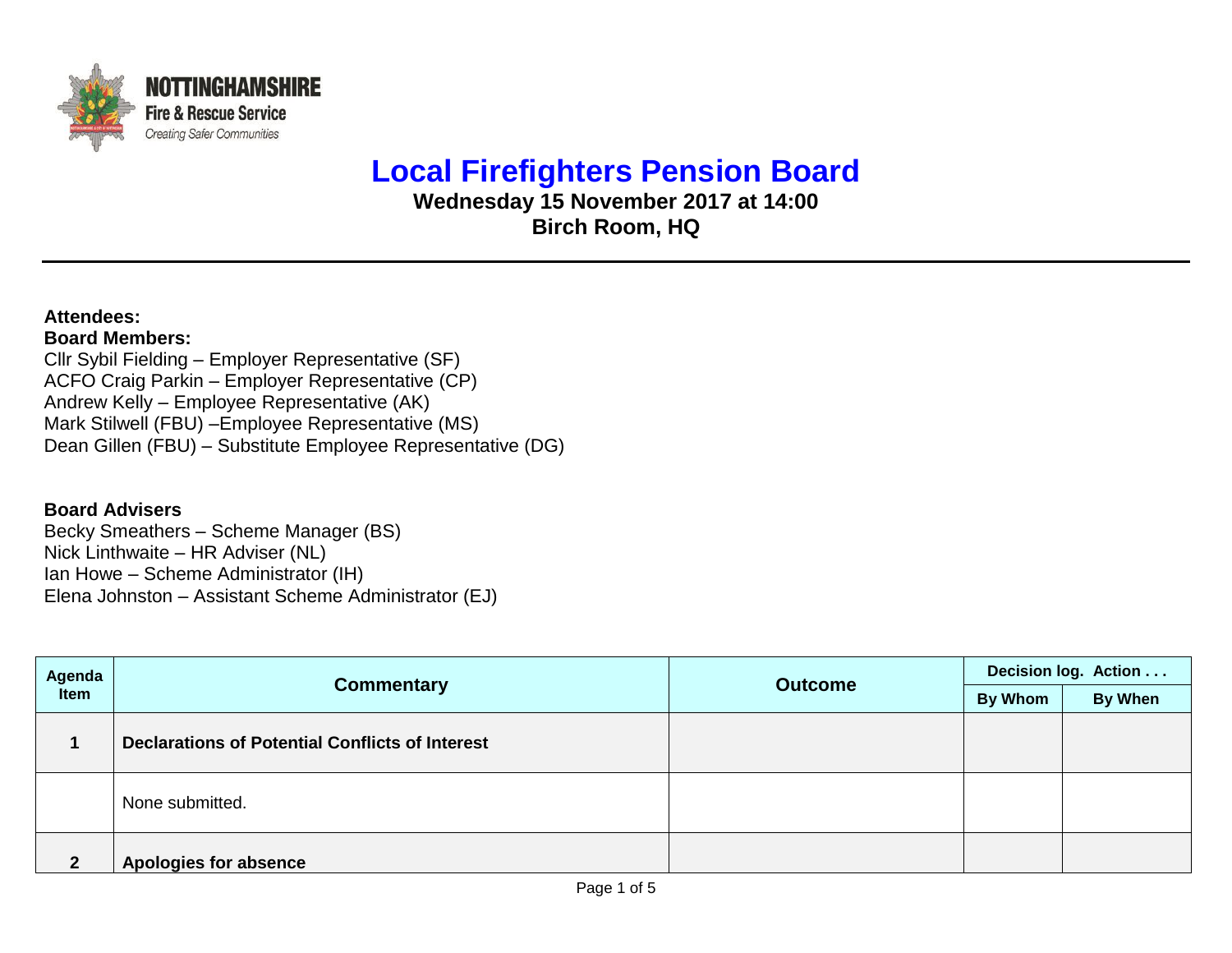NOTTINGHAMSHIRE
Fire & Rescue Service
*Creating Safer Communities*

# Local Firefighters Pension Board

**Wednesday 15 November 2017 at 14:00**
**Birch Room, HQ**

---

**Attendees:**
**Board Members:**
Cllr Sybil Fielding – Employer Representative (SF)
ACFO Craig Parkin – Employer Representative (CP)
Andrew Kelly – Employee Representative (AK)
Mark Stilwell (FBU) –Employee Representative (MS)
Dean Gillen (FBU) – Substitute Employee Representative (DG)

**Board Advisers**
Becky Smeathers – Scheme Manager (BS)
Nick Linthwaite – HR Adviser (NL)
Ian Howe – Scheme Administrator (IH)
Elena Johnston – Assistant Scheme Administrator (EJ)

| Agenda Item | Commentary | Outcome | Decision log. Action . . . | |
|---|---|---|---|---|
| | | | By Whom | By When |
| **1** | **Declarations of Potential Conflicts of Interest** | | | |
| | None submitted. | | | |
| **2** | **Apologies for absence** | | | |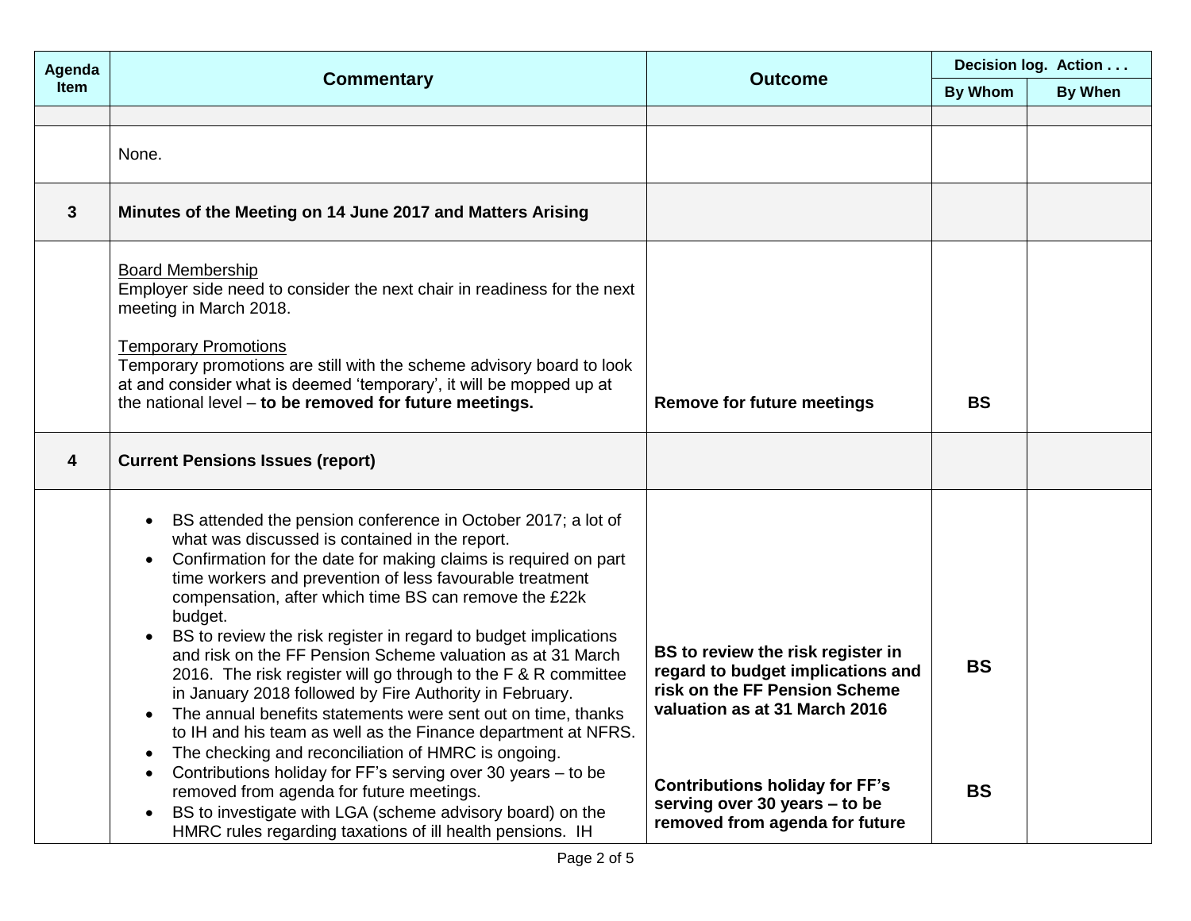| Agenda Item | Commentary | Outcome | Decision log. Action . . . | |
|---|---|---|---|---|
| | | | By Whom | By When |
| | | | | |
| | None. | | | |
| **3** | **Minutes of the Meeting on 14 June 2017 and Matters Arising** | | | |
| | Board Membership<br>Employer side need to consider the next chair in readiness for the next meeting in March 2018.<br><br>Temporary Promotions<br>Temporary promotions are still with the scheme advisory board to look at and consider what is deemed 'temporary', it will be mopped up at the national level – **to be removed for future meetings.** | **Remove for future meetings** | **BS** | |
| **4** | **Current Pensions Issues (report)** | | | |
| | • BS attended the pension conference in October 2017; a lot of what was discussed is contained in the report.<br>• Confirmation for the date for making claims is required on part time workers and prevention of less favourable treatment compensation, after which time BS can remove the £22k budget.<br>• BS to review the risk register in regard to budget implications and risk on the FF Pension Scheme valuation as at 31 March 2016. The risk register will go through to the F & R committee in January 2018 followed by Fire Authority in February.<br>• The annual benefits statements were sent out on time, thanks to IH and his team as well as the Finance department at NFRS.<br>• The checking and reconciliation of HMRC is ongoing.<br>• Contributions holiday for FF's serving over 30 years – to be removed from agenda for future meetings.<br>• BS to investigate with LGA (scheme advisory board) on the HMRC rules regarding taxations of ill health pensions. IH | **BS to review the risk register in regard to budget implications and risk on the FF Pension Scheme valuation as at 31 March 2016**<br><br>**Contributions holiday for FF's serving over 30 years – to be removed from agenda for future** | **BS**<br><br>**BS** | |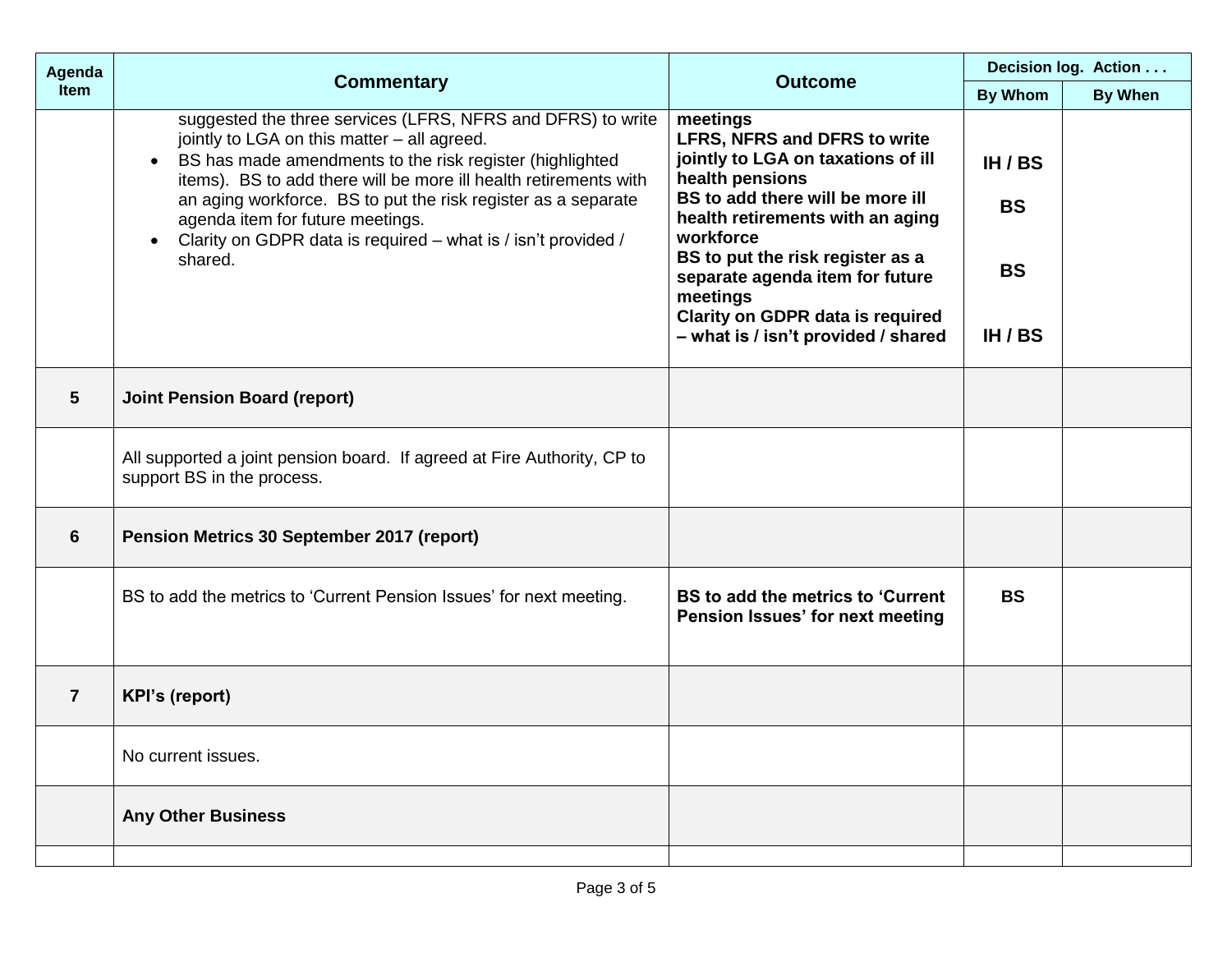| Agenda Item | Commentary | Outcome | Decision log. Action . . . | |
|---|---|---|---|---|
| | | | By Whom | By When |
| | suggested the three services (LFRS, NFRS and DFRS) to write jointly to LGA on this matter – all agreed.<br>• BS has made amendments to the risk register (highlighted items). BS to add there will be more ill health retirements with an aging workforce. BS to put the risk register as a separate agenda item for future meetings.<br>• Clarity on GDPR data is required – what is / isn't provided / shared. | **meetings**<br>**LFRS, NFRS and DFRS to write jointly to LGA on taxations of ill health pensions**<br>**BS to add there will be more ill health retirements with an aging workforce**<br>**BS to put the risk register as a separate agenda item for future meetings**<br>**Clarity on GDPR data is required – what is / isn't provided / shared** | **IH / BS**<br>**BS**<br>**BS**<br>**IH / BS** | |
| **5** | **Joint Pension Board (report)** | | | |
| | All supported a joint pension board. If agreed at Fire Authority, CP to support BS in the process. | | | |
| **6** | **Pension Metrics 30 September 2017 (report)** | | | |
| | BS to add the metrics to 'Current Pension Issues' for next meeting. | **BS to add the metrics to 'Current Pension Issues' for next meeting** | **BS** | |
| **7** | **KPI's (report)** | | | |
| | No current issues. | | | |
| | **Any Other Business** | | | |
| | | | | |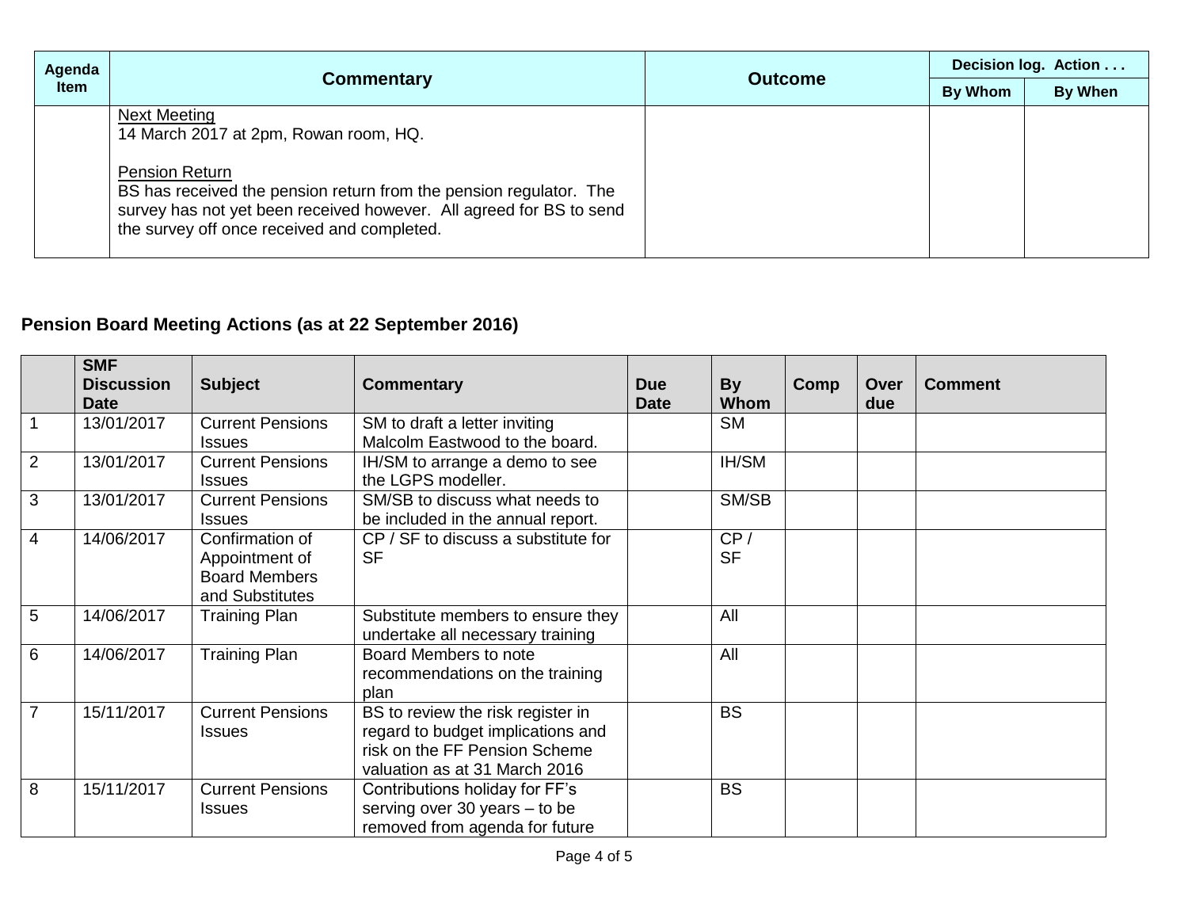| Agenda Item | Commentary | Outcome | Decision log. Action . . . | |
|---|---|---|---|---|
| | | | By Whom | By When |
| | <u>Next Meeting</u><br>14 March 2017 at 2pm, Rowan room, HQ.<br><br><u>Pension Return</u><br>BS has received the pension return from the pension regulator. The survey has not yet been received however. All agreed for BS to send the survey off once received and completed. | | | |

**Pension Board Meeting Actions (as at 22 September 2016)**

| | SMF Discussion Date | Subject | Commentary | Due Date | By Whom | Comp | Over due | Comment |
|---|---|---|---|---|---|---|---|---|
| 1 | 13/01/2017 | Current Pensions Issues | SM to draft a letter inviting Malcolm Eastwood to the board. | | SM | | | |
| 2 | 13/01/2017 | Current Pensions Issues | IH/SM to arrange a demo to see the LGPS modeller. | | IH/SM | | | |
| 3 | 13/01/2017 | Current Pensions Issues | SM/SB to discuss what needs to be included in the annual report. | | SM/SB | | | |
| 4 | 14/06/2017 | Confirmation of Appointment of Board Members and Substitutes | CP / SF to discuss a substitute for SF | | CP / SF | | | |
| 5 | 14/06/2017 | Training Plan | Substitute members to ensure they undertake all necessary training | | All | | | |
| 6 | 14/06/2017 | Training Plan | Board Members to note recommendations on the training plan | | All | | | |
| 7 | 15/11/2017 | Current Pensions Issues | BS to review the risk register in regard to budget implications and risk on the FF Pension Scheme valuation as at 31 March 2016 | | BS | | | |
| 8 | 15/11/2017 | Current Pensions Issues | Contributions holiday for FF's serving over 30 years – to be removed from agenda for future | | BS | | | |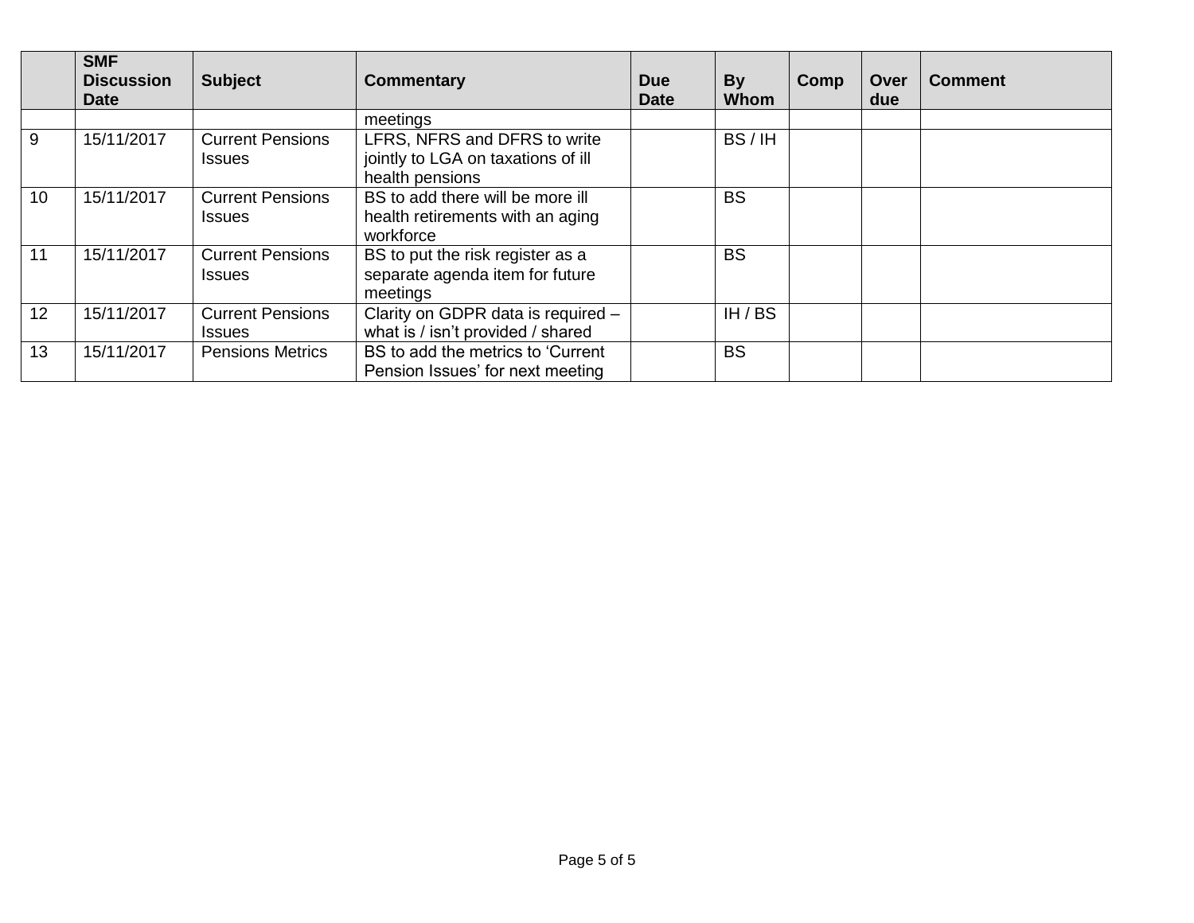| | SMF Discussion Date | Subject | Commentary | Due Date | By Whom | Comp | Over due | Comment |
|---|---|---|---|---|---|---|---|---|
| | | | meetings | | | | | |
| 9 | 15/11/2017 | Current Pensions Issues | LFRS, NFRS and DFRS to write jointly to LGA on taxations of ill health pensions | | BS / IH | | | |
| 10 | 15/11/2017 | Current Pensions Issues | BS to add there will be more ill health retirements with an aging workforce | | BS | | | |
| 11 | 15/11/2017 | Current Pensions Issues | BS to put the risk register as a separate agenda item for future meetings | | BS | | | |
| 12 | 15/11/2017 | Current Pensions Issues | Clarity on GDPR data is required – what is / isn't provided / shared | | IH / BS | | | |
| 13 | 15/11/2017 | Pensions Metrics | BS to add the metrics to 'Current Pension Issues' for next meeting | | BS | | | |